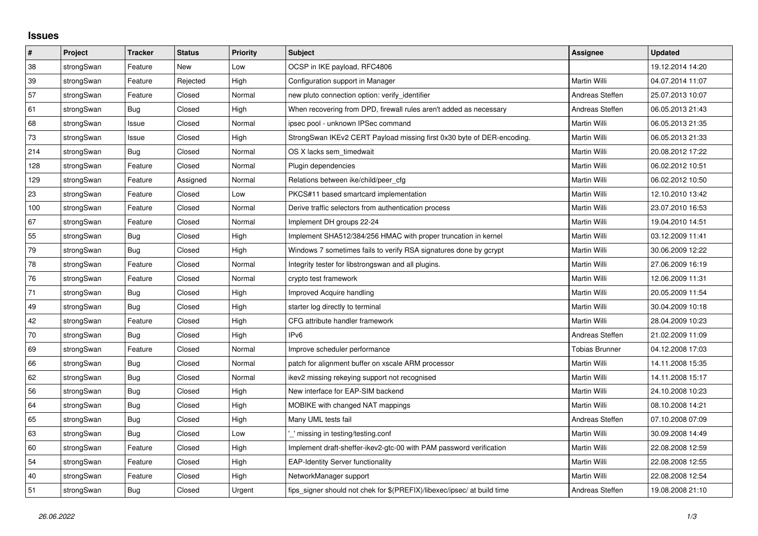## Issues

| # | Project | Tracker | Status | Priority | Subject | Assignee | Updated |
|---|---|---|---|---|---|---|---|
| 38 | strongSwan | Feature | New | Low | OCSP in IKE payload, RFC4806 | | 19.12.2014 14:20 |
| 39 | strongSwan | Feature | Rejected | High | Configuration support in Manager | Martin Willi | 04.07.2014 11:07 |
| 57 | strongSwan | Feature | Closed | Normal | new pluto connection option: verify_identifier | Andreas Steffen | 25.07.2013 10:07 |
| 61 | strongSwan | Bug | Closed | High | When recovering from DPD, firewall rules aren't added as necessary | Andreas Steffen | 06.05.2013 21:43 |
| 68 | strongSwan | Issue | Closed | Normal | ipsec pool - unknown IPSec command | Martin Willi | 06.05.2013 21:35 |
| 73 | strongSwan | Issue | Closed | High | StrongSwan IKEv2 CERT Payload missing first 0x30 byte of DER-encoding. | Martin Willi | 06.05.2013 21:33 |
| 214 | strongSwan | Bug | Closed | Normal | OS X lacks sem_timedwait | Martin Willi | 20.08.2012 17:22 |
| 128 | strongSwan | Feature | Closed | Normal | Plugin dependencies | Martin Willi | 06.02.2012 10:51 |
| 129 | strongSwan | Feature | Assigned | Normal | Relations between ike/child/peer_cfg | Martin Willi | 06.02.2012 10:50 |
| 23 | strongSwan | Feature | Closed | Low | PKCS#11 based smartcard implementation | Martin Willi | 12.10.2010 13:42 |
| 100 | strongSwan | Feature | Closed | Normal | Derive traffic selectors from authentication process | Martin Willi | 23.07.2010 16:53 |
| 67 | strongSwan | Feature | Closed | Normal | Implement DH groups 22-24 | Martin Willi | 19.04.2010 14:51 |
| 55 | strongSwan | Bug | Closed | High | Implement SHA512/384/256 HMAC with proper truncation in kernel | Martin Willi | 03.12.2009 11:41 |
| 79 | strongSwan | Bug | Closed | High | Windows 7 sometimes fails to verify RSA signatures done by gcrypt | Martin Willi | 30.06.2009 12:22 |
| 78 | strongSwan | Feature | Closed | Normal | Integrity tester for libstrongswan and all plugins. | Martin Willi | 27.06.2009 16:19 |
| 76 | strongSwan | Feature | Closed | Normal | crypto test framework | Martin Willi | 12.06.2009 11:31 |
| 71 | strongSwan | Bug | Closed | High | Improved Acquire handling | Martin Willi | 20.05.2009 11:54 |
| 49 | strongSwan | Bug | Closed | High | starter log directly to terminal | Martin Willi | 30.04.2009 10:18 |
| 42 | strongSwan | Feature | Closed | High | CFG attribute handler framework | Martin Willi | 28.04.2009 10:23 |
| 70 | strongSwan | Bug | Closed | High | IPv6 | Andreas Steffen | 21.02.2009 11:09 |
| 69 | strongSwan | Feature | Closed | Normal | Improve scheduler performance | Tobias Brunner | 04.12.2008 17:03 |
| 66 | strongSwan | Bug | Closed | Normal | patch for alignment buffer on xscale ARM processor | Martin Willi | 14.11.2008 15:35 |
| 62 | strongSwan | Bug | Closed | Normal | ikev2 missing rekeying support not recognised | Martin Willi | 14.11.2008 15:17 |
| 56 | strongSwan | Bug | Closed | High | New interface for EAP-SIM backend | Martin Willi | 24.10.2008 10:23 |
| 64 | strongSwan | Bug | Closed | High | MOBIKE with changed NAT mappings | Martin Willi | 08.10.2008 14:21 |
| 65 | strongSwan | Bug | Closed | High | Many UML tests fail | Andreas Steffen | 07.10.2008 07:09 |
| 63 | strongSwan | Bug | Closed | Low | '_' missing in testing/testing.conf | Martin Willi | 30.09.2008 14:49 |
| 60 | strongSwan | Feature | Closed | High | Implement draft-sheffer-ikev2-gtc-00 with PAM password verification | Martin Willi | 22.08.2008 12:59 |
| 54 | strongSwan | Feature | Closed | High | EAP-Identity Server functionality | Martin Willi | 22.08.2008 12:55 |
| 40 | strongSwan | Feature | Closed | High | NetworkManager support | Martin Willi | 22.08.2008 12:54 |
| 51 | strongSwan | Bug | Closed | Urgent | fips_signer should not chek for $(PREFIX)/libexec/ipsec/ at build time | Andreas Steffen | 19.08.2008 21:10 |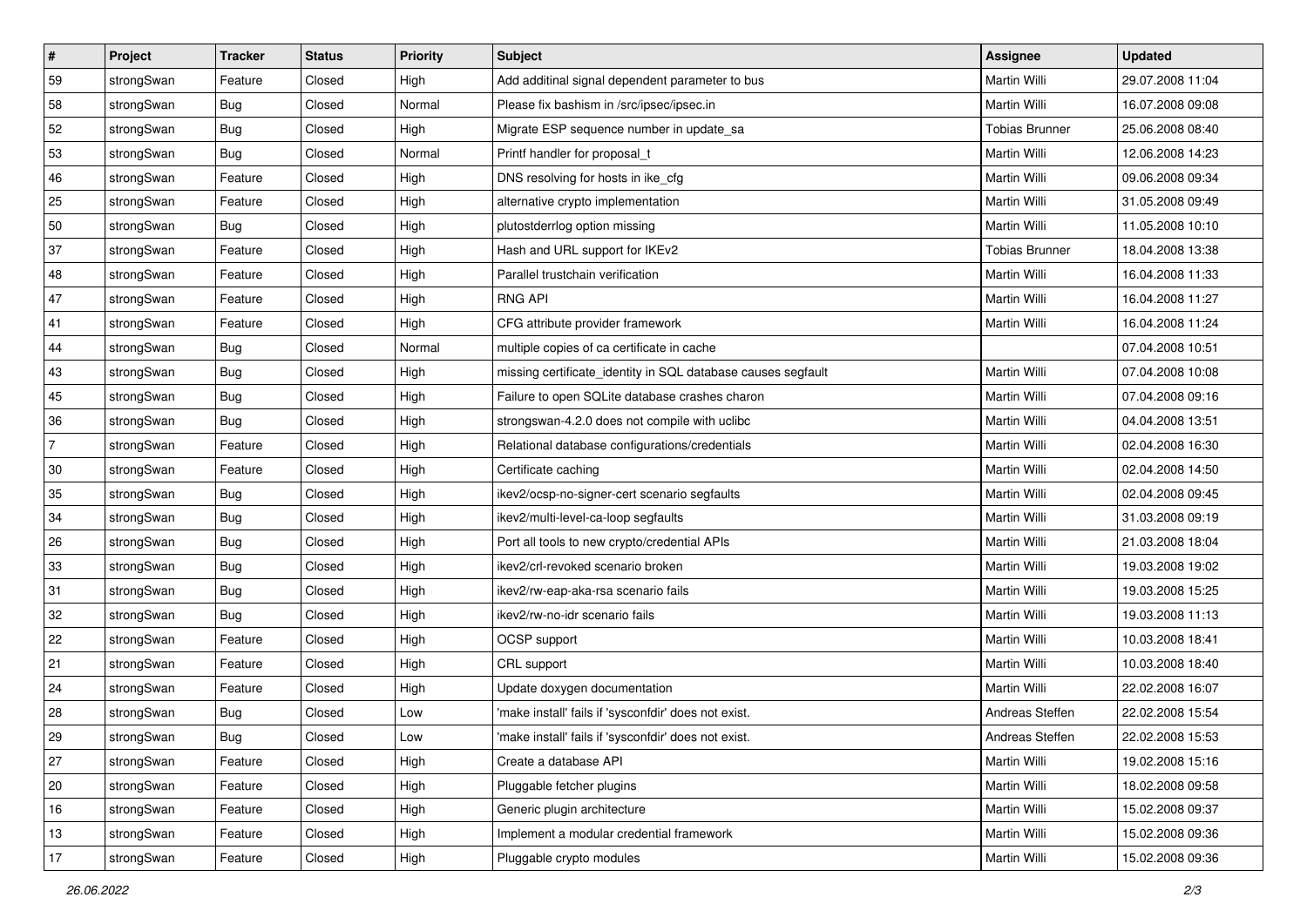| # | Project | Tracker | Status | Priority | Subject | Assignee | Updated |
|---|---|---|---|---|---|---|---|
| 59 | strongSwan | Feature | Closed | High | Add additinal signal dependent parameter to bus | Martin Willi | 29.07.2008 11:04 |
| 58 | strongSwan | Bug | Closed | Normal | Please fix bashism in /src/ipsec/ipsec.in | Martin Willi | 16.07.2008 09:08 |
| 52 | strongSwan | Bug | Closed | High | Migrate ESP sequence number in update_sa | Tobias Brunner | 25.06.2008 08:40 |
| 53 | strongSwan | Bug | Closed | Normal | Printf handler for proposal_t | Martin Willi | 12.06.2008 14:23 |
| 46 | strongSwan | Feature | Closed | High | DNS resolving for hosts in ike_cfg | Martin Willi | 09.06.2008 09:34 |
| 25 | strongSwan | Feature | Closed | High | alternative crypto implementation | Martin Willi | 31.05.2008 09:49 |
| 50 | strongSwan | Bug | Closed | High | plutostderrlog option missing | Martin Willi | 11.05.2008 10:10 |
| 37 | strongSwan | Feature | Closed | High | Hash and URL support for IKEv2 | Tobias Brunner | 18.04.2008 13:38 |
| 48 | strongSwan | Feature | Closed | High | Parallel trustchain verification | Martin Willi | 16.04.2008 11:33 |
| 47 | strongSwan | Feature | Closed | High | RNG API | Martin Willi | 16.04.2008 11:27 |
| 41 | strongSwan | Feature | Closed | High | CFG attribute provider framework | Martin Willi | 16.04.2008 11:24 |
| 44 | strongSwan | Bug | Closed | Normal | multiple copies of ca certificate in cache | | 07.04.2008 10:51 |
| 43 | strongSwan | Bug | Closed | High | missing certificate_identity in SQL database causes segfault | Martin Willi | 07.04.2008 10:08 |
| 45 | strongSwan | Bug | Closed | High | Failure to open SQLite database crashes charon | Martin Willi | 07.04.2008 09:16 |
| 36 | strongSwan | Bug | Closed | High | strongswan-4.2.0 does not compile with uclibc | Martin Willi | 04.04.2008 13:51 |
| 7 | strongSwan | Feature | Closed | High | Relational database configurations/credentials | Martin Willi | 02.04.2008 16:30 |
| 30 | strongSwan | Feature | Closed | High | Certificate caching | Martin Willi | 02.04.2008 14:50 |
| 35 | strongSwan | Bug | Closed | High | ikev2/ocsp-no-signer-cert scenario segfaults | Martin Willi | 02.04.2008 09:45 |
| 34 | strongSwan | Bug | Closed | High | ikev2/multi-level-ca-loop segfaults | Martin Willi | 31.03.2008 09:19 |
| 26 | strongSwan | Bug | Closed | High | Port all tools to new crypto/credential APIs | Martin Willi | 21.03.2008 18:04 |
| 33 | strongSwan | Bug | Closed | High | ikev2/crl-revoked scenario broken | Martin Willi | 19.03.2008 19:02 |
| 31 | strongSwan | Bug | Closed | High | ikev2/rw-eap-aka-rsa scenario fails | Martin Willi | 19.03.2008 15:25 |
| 32 | strongSwan | Bug | Closed | High | ikev2/rw-no-idr scenario fails | Martin Willi | 19.03.2008 11:13 |
| 22 | strongSwan | Feature | Closed | High | OCSP support | Martin Willi | 10.03.2008 18:41 |
| 21 | strongSwan | Feature | Closed | High | CRL support | Martin Willi | 10.03.2008 18:40 |
| 24 | strongSwan | Feature | Closed | High | Update doxygen documentation | Martin Willi | 22.02.2008 16:07 |
| 28 | strongSwan | Bug | Closed | Low | 'make install' fails if 'sysconfdir' does not exist. | Andreas Steffen | 22.02.2008 15:54 |
| 29 | strongSwan | Bug | Closed | Low | 'make install' fails if 'sysconfdir' does not exist. | Andreas Steffen | 22.02.2008 15:53 |
| 27 | strongSwan | Feature | Closed | High | Create a database API | Martin Willi | 19.02.2008 15:16 |
| 20 | strongSwan | Feature | Closed | High | Pluggable fetcher plugins | Martin Willi | 18.02.2008 09:58 |
| 16 | strongSwan | Feature | Closed | High | Generic plugin architecture | Martin Willi | 15.02.2008 09:37 |
| 13 | strongSwan | Feature | Closed | High | Implement a modular credential framework | Martin Willi | 15.02.2008 09:36 |
| 17 | strongSwan | Feature | Closed | High | Pluggable crypto modules | Martin Willi | 15.02.2008 09:36 |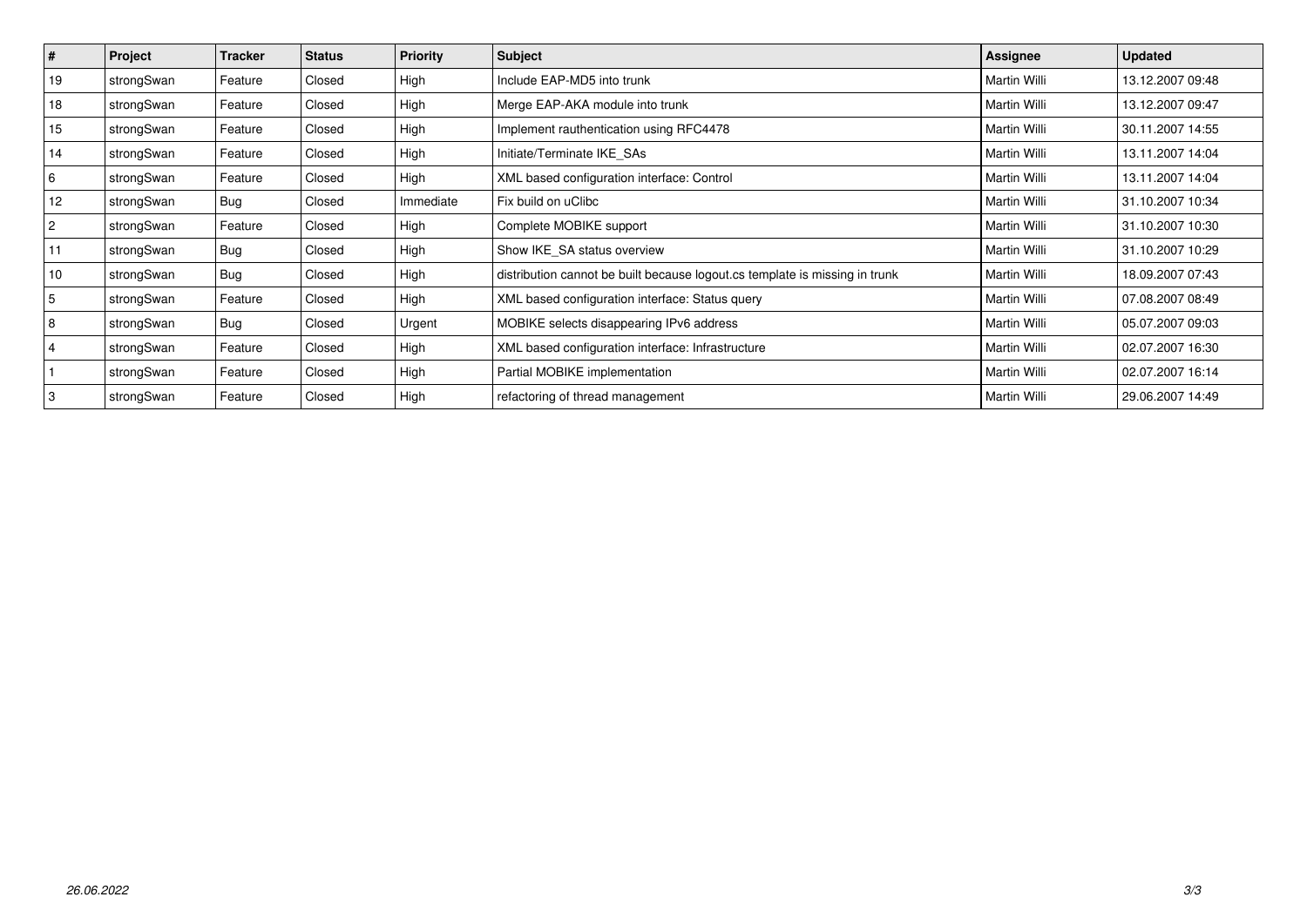| # | Project | Tracker | Status | Priority | Subject | Assignee | Updated |
|---|---|---|---|---|---|---|---|
| 19 | strongSwan | Feature | Closed | High | Include EAP-MD5 into trunk | Martin Willi | 13.12.2007 09:48 |
| 18 | strongSwan | Feature | Closed | High | Merge EAP-AKA module into trunk | Martin Willi | 13.12.2007 09:47 |
| 15 | strongSwan | Feature | Closed | High | Implement rauthentication using RFC4478 | Martin Willi | 30.11.2007 14:55 |
| 14 | strongSwan | Feature | Closed | High | Initiate/Terminate IKE_SAs | Martin Willi | 13.11.2007 14:04 |
| 6 | strongSwan | Feature | Closed | High | XML based configuration interface: Control | Martin Willi | 13.11.2007 14:04 |
| 12 | strongSwan | Bug | Closed | Immediate | Fix build on uClibc | Martin Willi | 31.10.2007 10:34 |
| 2 | strongSwan | Feature | Closed | High | Complete MOBIKE support | Martin Willi | 31.10.2007 10:30 |
| 11 | strongSwan | Bug | Closed | High | Show IKE_SA status overview | Martin Willi | 31.10.2007 10:29 |
| 10 | strongSwan | Bug | Closed | High | distribution cannot be built because logout.cs template is missing in trunk | Martin Willi | 18.09.2007 07:43 |
| 5 | strongSwan | Feature | Closed | High | XML based configuration interface: Status query | Martin Willi | 07.08.2007 08:49 |
| 8 | strongSwan | Bug | Closed | Urgent | MOBIKE selects disappearing IPv6 address | Martin Willi | 05.07.2007 09:03 |
| 4 | strongSwan | Feature | Closed | High | XML based configuration interface: Infrastructure | Martin Willi | 02.07.2007 16:30 |
| 1 | strongSwan | Feature | Closed | High | Partial MOBIKE implementation | Martin Willi | 02.07.2007 16:14 |
| 3 | strongSwan | Feature | Closed | High | refactoring of thread management | Martin Willi | 29.06.2007 14:49 |